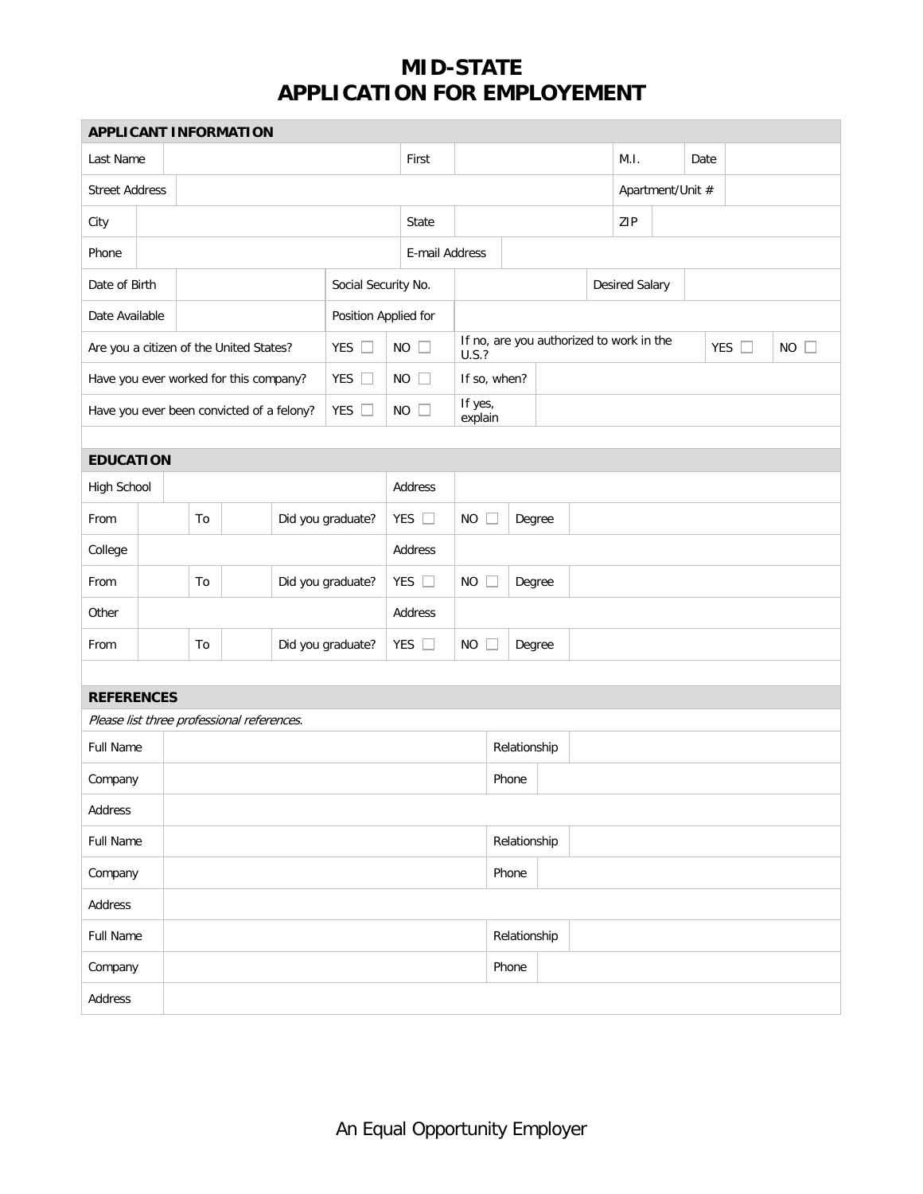# MID-STATE
# APPLICATION FOR EMPLOYEMENT

## APPLICANT INFORMATION

| | | | | | | | |
|---|---|---|---|---|---|---|---|
| Last Name | | First | | M.I. | | Date | |
| Street Address | | | | Apartment/Unit # | | | |
| City | | State | | ZIP | | | |
| Phone | | E-mail Address | | | | | |
| Date of Birth | | Social Security No. | | Desired Salary | | | |
| Date Available | | Position Applied for | | | | | |

| | | | | | |
|---|---|---|---|---|---|
| Are you a citizen of the United States? | YES ☐ | NO ☐ | If no, are you authorized to work in the U.S.? | YES ☐ | NO ☐ |
| Have you ever worked for this company? | YES ☐ | NO ☐ | If so, when? | | |
| Have you ever been convicted of a felony? | YES ☐ | NO ☐ | If yes, explain | | |

## EDUCATION

| | | | | | | | | |
|---|---|---|---|---|---|---|---|---|
| High School | | | | | Address | | | |
| From | | To | | Did you graduate? | YES ☐ | NO ☐ | Degree | |
| College | | | | | Address | | | |
| From | | To | | Did you graduate? | YES ☐ | NO ☐ | Degree | |
| Other | | | | | Address | | | |
| From | | To | | Did you graduate? | YES ☐ | NO ☐ | Degree | |

## REFERENCES

*Please list three professional references.*

| | | | |
|---|---|---|---|
| Full Name | | Relationship | |
| Company | | Phone | |
| Address | | | |
| Full Name | | Relationship | |
| Company | | Phone | |
| Address | | | |
| Full Name | | Relationship | |
| Company | | Phone | |
| Address | | | |

An Equal Opportunity Employer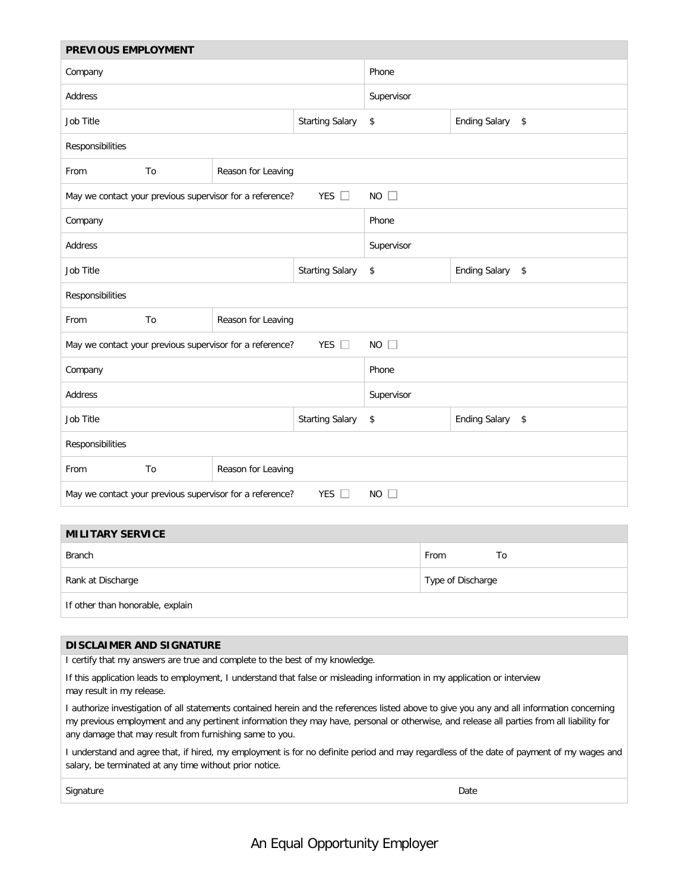## PREVIOUS EMPLOYMENT

| | | | | | |
|---|---|---|---|---|---|
| Company | | | Phone | | |
| Address | | | Supervisor | | |
| Job Title | | Starting Salary | $ | Ending Salary | $ |
| Responsibilities | | | | | |
| From | To | Reason for Leaving | | | |
| May we contact your previous supervisor for a reference? | | YES ☐ | NO ☐ | | |
| Company | | | Phone | | |
| Address | | | Supervisor | | |
| Job Title | | Starting Salary | $ | Ending Salary | $ |
| Responsibilities | | | | | |
| From | To | Reason for Leaving | | | |
| May we contact your previous supervisor for a reference? | | YES ☐ | NO ☐ | | |
| Company | | | Phone | | |
| Address | | | Supervisor | | |
| Job Title | | Starting Salary | $ | Ending Salary | $ |
| Responsibilities | | | | | |
| From | To | Reason for Leaving | | | |
| May we contact your previous supervisor for a reference? | | YES ☐ | NO ☐ | | |

## MILITARY SERVICE

| | | |
|---|---|---|
| Branch | From | To |
| Rank at Discharge | Type of Discharge | |
| If other than honorable, explain | | |

## DISCLAIMER AND SIGNATURE

I certify that my answers are true and complete to the best of my knowledge.

If this application leads to employment, I understand that false or misleading information in my application or interview may result in my release.

I authorize investigation of all statements contained herein and the references listed above to give you any and all information concerning my previous employment and any pertinent information they may have, personal or otherwise, and release all parties from all liability for any damage that may result from furnishing same to you.

I understand and agree that, if hired, my employment is for no definite period and may regardless of the date of payment of my wages and salary, be terminated at any time without prior notice.

| | |
|---|---|
| Signature | Date |

An Equal Opportunity Employer